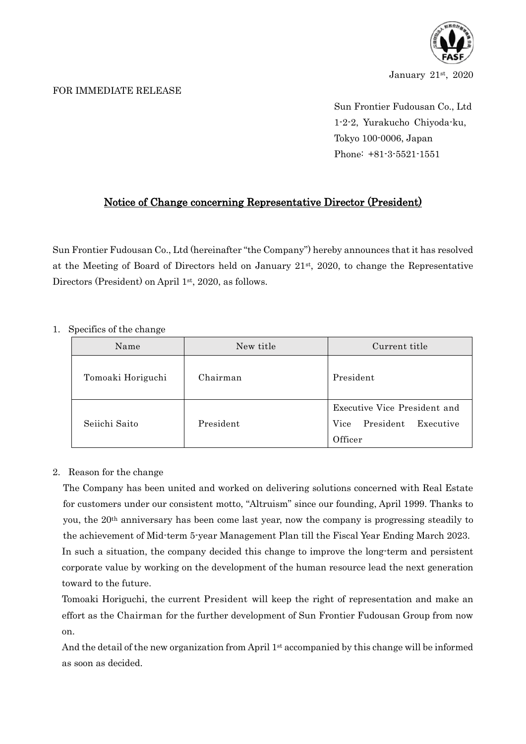January 21st, 2020

FOR IMMEDIATE RELEASE

Sun Frontier Fudousan Co., Ltd
1-2-2, Yurakucho Chiyoda-ku,
Tokyo 100-0006, Japan
Phone: +81-3-5521-1551

# Notice of Change concerning Representative Director (President)

Sun Frontier Fudousan Co., Ltd (hereinafter "the Company") hereby announces that it has resolved at the Meeting of Board of Directors held on January 21st, 2020, to change the Representative Directors (President) on April 1st, 2020, as follows.

1. Specifics of the change

| Name | New title | Current title |
| --- | --- | --- |
| Tomoaki Horiguchi | Chairman | President |
| Seiichi Saito | President | Executive Vice President and Vice President Executive Officer |

2. Reason for the change

The Company has been united and worked on delivering solutions concerned with Real Estate for customers under our consistent motto, "Altruism" since our founding, April 1999. Thanks to you, the 20th anniversary has been come last year, now the company is progressing steadily to the achievement of Mid-term 5-year Management Plan till the Fiscal Year Ending March 2023.

In such a situation, the company decided this change to improve the long-term and persistent corporate value by working on the development of the human resource lead the next generation toward to the future.

Tomoaki Horiguchi, the current President will keep the right of representation and make an effort as the Chairman for the further development of Sun Frontier Fudousan Group from now on.

And the detail of the new organization from April 1st accompanied by this change will be informed as soon as decided.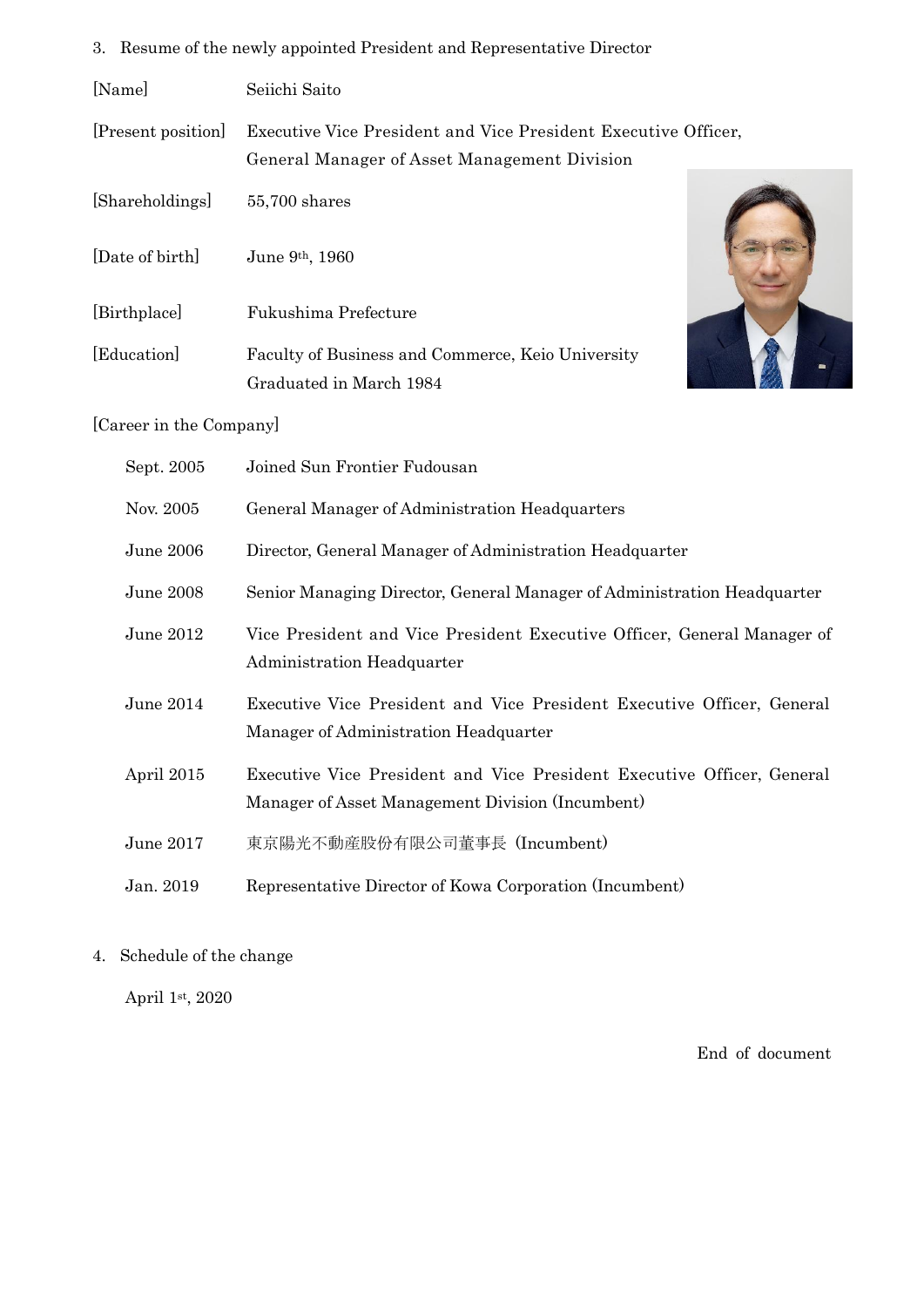3. Resume of the newly appointed President and Representative Director

| | |
|---|---|
| [Name] | Seiichi Saito |
| [Present position] | Executive Vice President and Vice President Executive Officer, General Manager of Asset Management Division |
| [Shareholdings] | 55,700 shares |
| [Date of birth] | June 9th, 1960 |
| [Birthplace] | Fukushima Prefecture |
| [Education] | Faculty of Business and Commerce, Keio University Graduated in March 1984 |

[Career in the Company]

| | |
|---|---|
| Sept. 2005 | Joined Sun Frontier Fudousan |
| Nov. 2005 | General Manager of Administration Headquarters |
| June 2006 | Director, General Manager of Administration Headquarter |
| June 2008 | Senior Managing Director, General Manager of Administration Headquarter |
| June 2012 | Vice President and Vice President Executive Officer, General Manager of Administration Headquarter |
| June 2014 | Executive Vice President and Vice President Executive Officer, General Manager of Administration Headquarter |
| April 2015 | Executive Vice President and Vice President Executive Officer, General Manager of Asset Management Division (Incumbent) |
| June 2017 | 東京陽光不動産股份有限公司董事長 (Incumbent) |
| Jan. 2019 | Representative Director of Kowa Corporation (Incumbent) |

4. Schedule of the change

April 1st, 2020

End of document